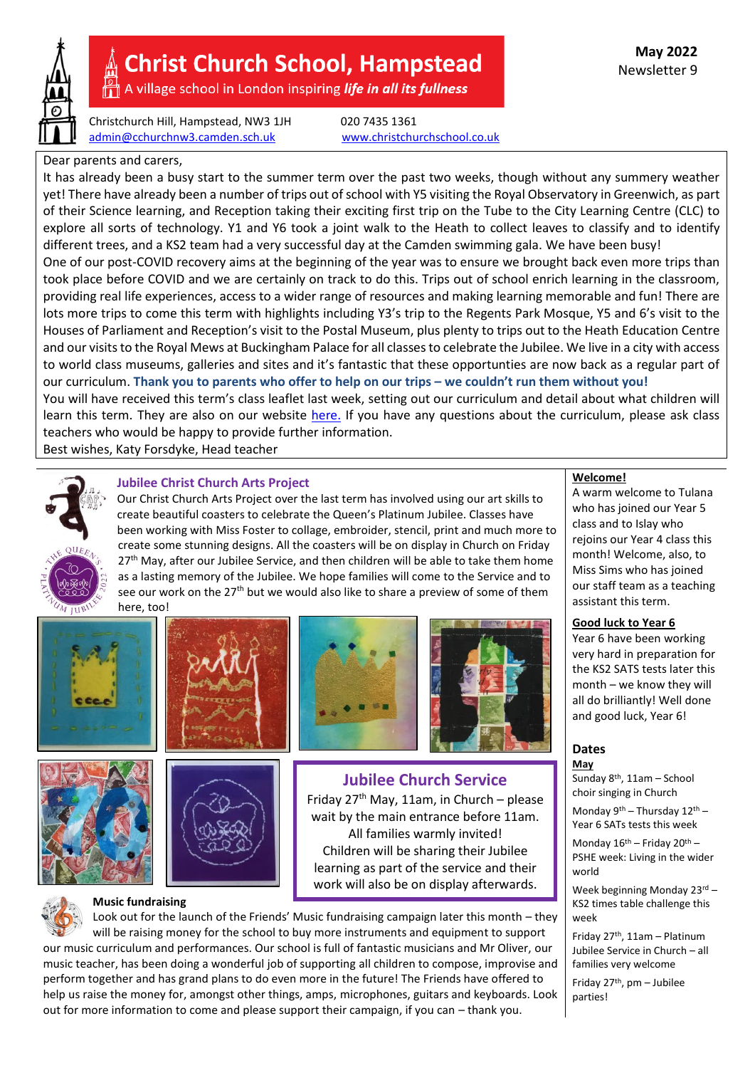# Christ Church School, Hampstead

A village school in London inspiring ***life in all its fullness***

Christchurch Hill, Hampstead, NW3 1JH
020 7435 1361
admin@cchurchnw3.camden.sch.uk
www.christchurchschool.co.uk

**May 2022**
Newsletter 9

Dear parents and carers,

It has already been a busy start to the summer term over the past two weeks, though without any summery weather yet! There have already been a number of trips out of school with Y5 visiting the Royal Observatory in Greenwich, as part of their Science learning, and Reception taking their exciting first trip on the Tube to the City Learning Centre (CLC) to explore all sorts of technology. Y1 and Y6 took a joint walk to the Heath to collect leaves to classify and to identify different trees, and a KS2 team had a very successful day at the Camden swimming gala. We have been busy!

One of our post-COVID recovery aims at the beginning of the year was to ensure we brought back even more trips than took place before COVID and we are certainly on track to do this. Trips out of school enrich learning in the classroom, providing real life experiences, access to a wider range of resources and making learning memorable and fun! There are lots more trips to come this term with highlights including Y3's trip to the Regents Park Mosque, Y5 and 6's visit to the Houses of Parliament and Reception's visit to the Postal Museum, plus plenty to trips out to the Heath Education Centre and our visits to the Royal Mews at Buckingham Palace for all classes to celebrate the Jubilee. We live in a city with access to world class museums, galleries and sites and it's fantastic that these opportunities are now back as a regular part of our curriculum. **Thank you to parents who offer to help on our trips – we couldn't run them without you!**

You will have received this term's class leaflet last week, setting out our curriculum and detail about what children will learn this term. They are also on our website here. If you have any questions about the curriculum, please ask class teachers who would be happy to provide further information.

Best wishes, Katy Forsdyke, Head teacher

## Jubilee Christ Church Arts Project

Our Christ Church Arts Project over the last term has involved using our art skills to create beautiful coasters to celebrate the Queen's Platinum Jubilee. Classes have been working with Miss Foster to collage, embroider, stencil, print and much more to create some stunning designs. All the coasters will be on display in Church on Friday 27th May, after our Jubilee Service, and then children will be able to take them home as a lasting memory of the Jubilee. We hope families will come to the Service and to see our work on the 27th but we would also like to share a preview of some of them here, too!

## Jubilee Church Service

Friday 27th May, 11am, in Church – please wait by the main entrance before 11am. All families warmly invited! Children will be sharing their Jubilee learning as part of the service and their work will also be on display afterwards.

## Music fundraising

Look out for the launch of the Friends' Music fundraising campaign later this month – they will be raising money for the school to buy more instruments and equipment to support our music curriculum and performances. Our school is full of fantastic musicians and Mr Oliver, our music teacher, has been doing a wonderful job of supporting all children to compose, improvise and perform together and has grand plans to do even more in the future! The Friends have offered to help us raise the money for, amongst other things, amps, microphones, guitars and keyboards. Look out for more information to come and please support their campaign, if you can – thank you.

## Welcome!

A warm welcome to Tulana who has joined our Year 5 class and to Islay who rejoins our Year 4 class this month! Welcome, also, to Miss Sims who has joined our staff team as a teaching assistant this term.

## Good luck to Year 6

Year 6 have been working very hard in preparation for the KS2 SATS tests later this month – we know they will all do brilliantly! Well done and good luck, Year 6!

## Dates

**May**

- Sunday 8th, 11am – School choir singing in Church
- Monday 9th – Thursday 12th – Year 6 SATs tests this week
- Monday 16th – Friday 20th – PSHE week: Living in the wider world
- Week beginning Monday 23rd – KS2 times table challenge this week
- Friday 27th, 11am – Platinum Jubilee Service in Church – all families very welcome
- Friday 27th, pm – Jubilee parties!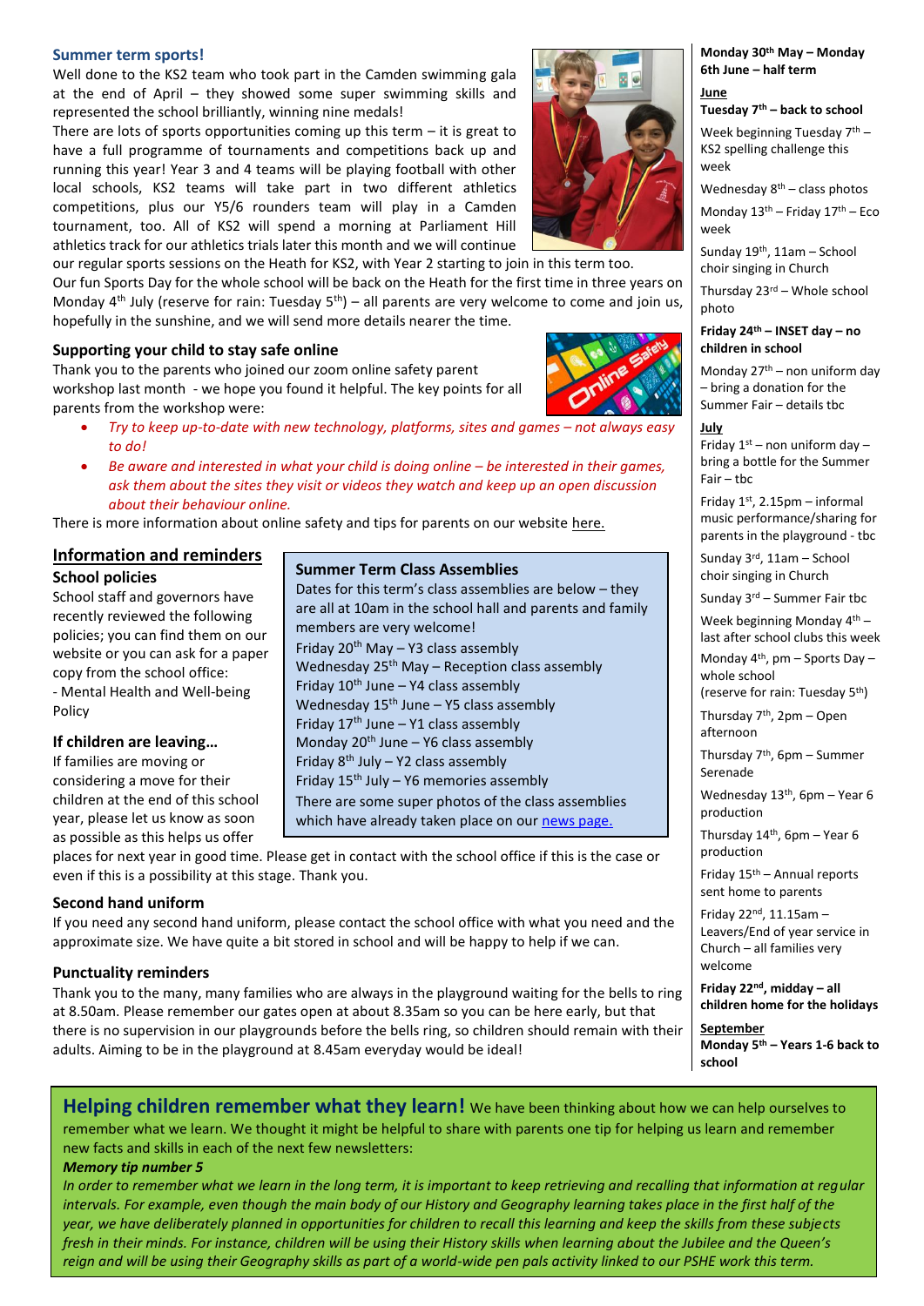## Summer term sports!

Well done to the KS2 team who took part in the Camden swimming gala at the end of April – they showed some super swimming skills and represented the school brilliantly, winning nine medals!

There are lots of sports opportunities coming up this term – it is great to have a full programme of tournaments and competitions back up and running this year! Year 3 and 4 teams will be playing football with other local schools, KS2 teams will take part in two different athletics competitions, plus our Y5/6 rounders team will play in a Camden tournament, too. All of KS2 will spend a morning at Parliament Hill athletics track for our athletics trials later this month and we will continue our regular sports sessions on the Heath for KS2, with Year 2 starting to join in this term too.

Our fun Sports Day for the whole school will be back on the Heath for the first time in three years on Monday 4th July (reserve for rain: Tuesday 5th) – all parents are very welcome to come and join us, hopefully in the sunshine, and we will send more details nearer the time.

## Supporting your child to stay safe online

Thank you to the parents who joined our zoom online safety parent workshop last month - we hope you found it helpful. The key points for all parents from the workshop were:

- *Try to keep up-to-date with new technology, platforms, sites and games – not always easy to do!*
- *Be aware and interested in what your child is doing online – be interested in their games, ask them about the sites they visit or videos they watch and keep up an open discussion about their behaviour online.*

There is more information about online safety and tips for parents on our website here.

## Information and reminders

### School policies

School staff and governors have recently reviewed the following policies; you can find them on our website or you can ask for a paper copy from the school office:

- Mental Health and Well-being Policy

### Summer Term Class Assemblies

Dates for this term's class assemblies are below – they are all at 10am in the school hall and parents and family members are very welcome!

Friday 20th May – Y3 class assembly
Wednesday 25th May – Reception class assembly
Friday 10th June – Y4 class assembly
Wednesday 15th June – Y5 class assembly
Friday 17th June – Y1 class assembly
Monday 20th June – Y6 class assembly
Friday 8th July – Y2 class assembly
Friday 15th July – Y6 memories assembly

There are some super photos of the class assemblies which have already taken place on our news page.

### If children are leaving…

If families are moving or considering a move for their children at the end of this school year, please let us know as soon as possible as this helps us offer places for next year in good time. Please get in contact with the school office if this is the case or even if this is a possibility at this stage. Thank you.

### Second hand uniform

If you need any second hand uniform, please contact the school office with what you need and the approximate size. We have quite a bit stored in school and will be happy to help if we can.

### Punctuality reminders

Thank you to the many, many families who are always in the playground waiting for the bells to ring at 8.50am. Please remember our gates open at about 8.35am so you can be here early, but that there is no supervision in our playgrounds before the bells ring, so children should remain with their adults. Aiming to be in the playground at 8.45am everyday would be ideal!

**Monday 30th May – Monday 6th June – half term**

**June**

**Tuesday 7th – back to school**

Week beginning Tuesday 7th – KS2 spelling challenge this week

Wednesday 8th – class photos

Monday 13th – Friday 17th – Eco week

Sunday 19th, 11am – School choir singing in Church

Thursday 23rd – Whole school photo

**Friday 24th – INSET day – no children in school**

Monday 27th – non uniform day – bring a donation for the Summer Fair – details tbc

**July**

Friday 1st – non uniform day – bring a bottle for the Summer Fair – tbc

Friday 1st, 2.15pm – informal music performance/sharing for parents in the playground - tbc

Sunday 3rd, 11am – School choir singing in Church

Sunday 3rd – Summer Fair tbc

Week beginning Monday 4th – last after school clubs this week

Monday 4th, pm – Sports Day – whole school (reserve for rain: Tuesday 5th)

Thursday 7th, 2pm – Open afternoon

Thursday 7th, 6pm – Summer Serenade

Wednesday 13th, 6pm – Year 6 production

Thursday 14th, 6pm – Year 6 production

Friday 15th – Annual reports sent home to parents

Friday 22nd, 11.15am – Leavers/End of year service in Church – all families very welcome

**Friday 22nd, midday – all children home for the holidays**

**September**

**Monday 5th – Years 1-6 back to school**

## Helping children remember what they learn!

We have been thinking about how we can help ourselves to remember what we learn. We thought it might be helpful to share with parents one tip for helping us learn and remember new facts and skills in each of the next few newsletters:

***Memory tip number 5***

*In order to remember what we learn in the long term, it is important to keep retrieving and recalling that information at regular intervals. For example, even though the main body of our History and Geography learning takes place in the first half of the year, we have deliberately planned in opportunities for children to recall this learning and keep the skills from these subjects fresh in their minds. For instance, children will be using their History skills when learning about the Jubilee and the Queen's reign and will be using their Geography skills as part of a world-wide pen pals activity linked to our PSHE work this term.*